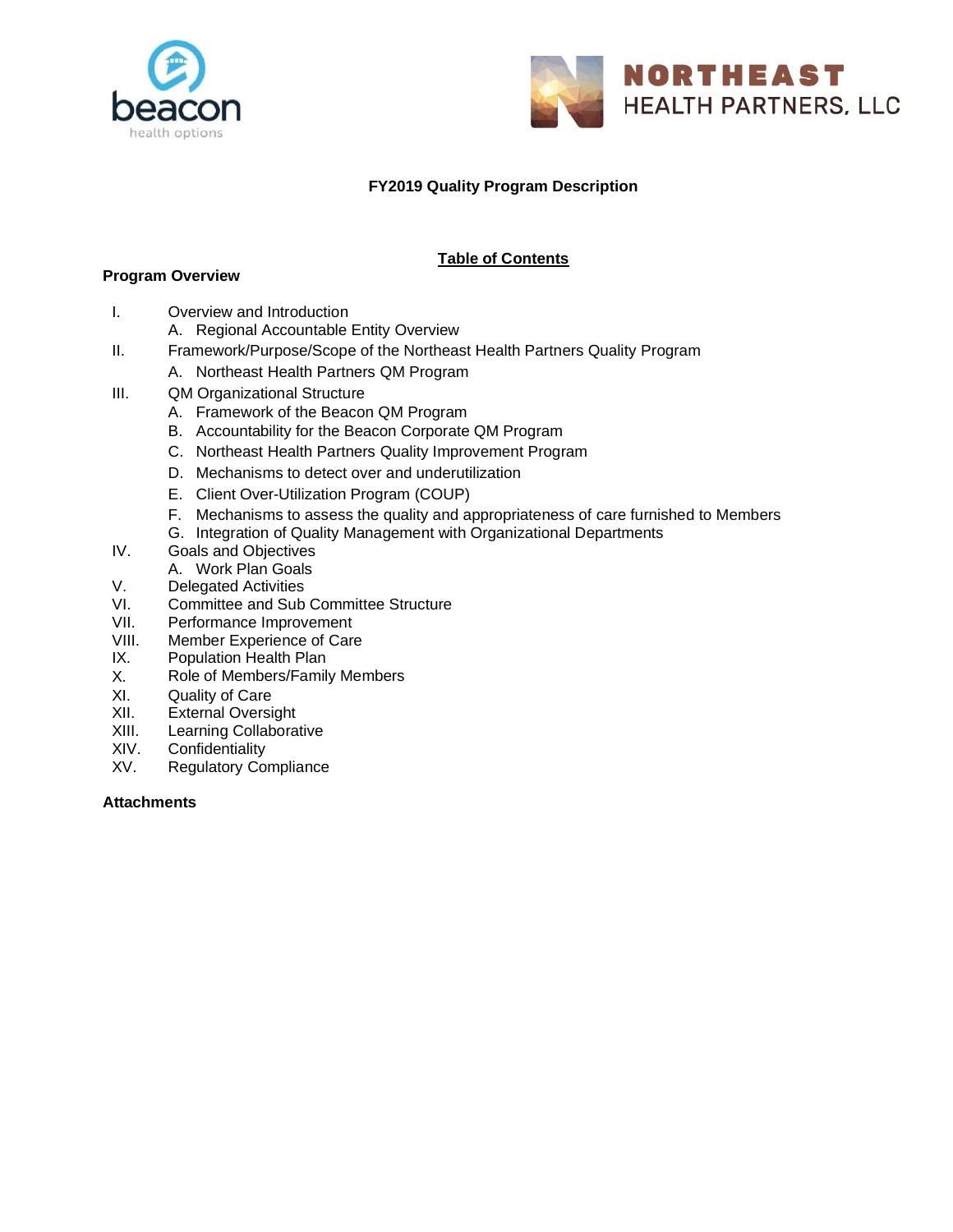beacon
health options

NORTHEAST
HEALTH PARTNERS, LLC

# FY2019 Quality Program Description

## Table of Contents

**Program Overview**

I. Overview and Introduction
   A. Regional Accountable Entity Overview
II. Framework/Purpose/Scope of the Northeast Health Partners Quality Program
   A. Northeast Health Partners QM Program
III. QM Organizational Structure
   A. Framework of the Beacon QM Program
   B. Accountability for the Beacon Corporate QM Program
   C. Northeast Health Partners Quality Improvement Program
   D. Mechanisms to detect over and underutilization
   E. Client Over-Utilization Program (COUP)
   F. Mechanisms to assess the quality and appropriateness of care furnished to Members
   G. Integration of Quality Management with Organizational Departments
IV. Goals and Objectives
   A. Work Plan Goals
V. Delegated Activities
VI. Committee and Sub Committee Structure
VII. Performance Improvement
VIII. Member Experience of Care
IX. Population Health Plan
X. Role of Members/Family Members
XI. Quality of Care
XII. External Oversight
XIII. Learning Collaborative
XIV. Confidentiality
XV. Regulatory Compliance

**Attachments**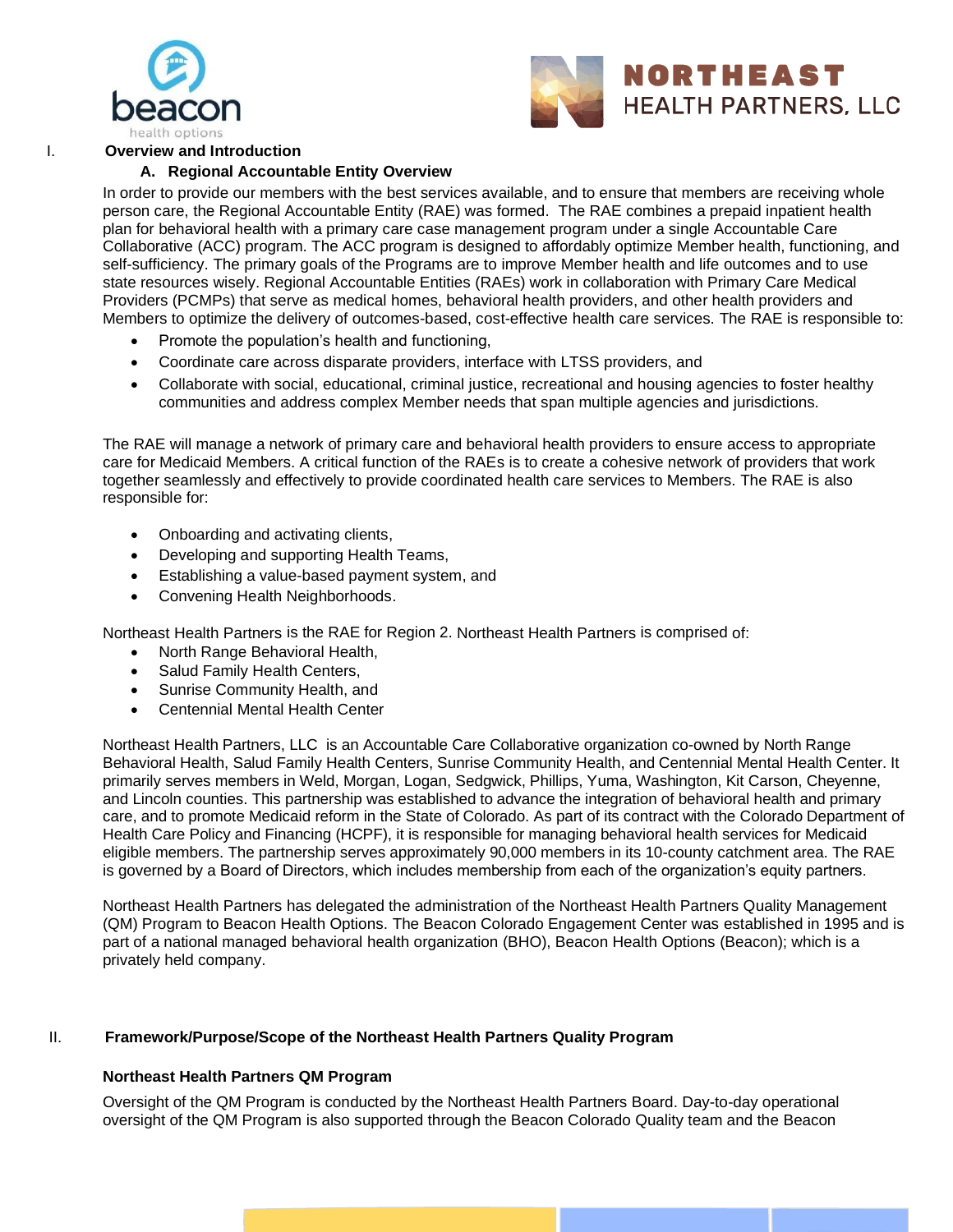# I. Overview and Introduction

## A. Regional Accountable Entity Overview

In order to provide our members with the best services available, and to ensure that members are receiving whole person care, the Regional Accountable Entity (RAE) was formed. The RAE combines a prepaid inpatient health plan for behavioral health with a primary care case management program under a single Accountable Care Collaborative (ACC) program. The ACC program is designed to affordably optimize Member health, functioning, and self-sufficiency. The primary goals of the Programs are to improve Member health and life outcomes and to use state resources wisely. Regional Accountable Entities (RAEs) work in collaboration with Primary Care Medical Providers (PCMPs) that serve as medical homes, behavioral health providers, and other health providers and Members to optimize the delivery of outcomes-based, cost-effective health care services. The RAE is responsible to:

- Promote the population's health and functioning,
- Coordinate care across disparate providers, interface with LTSS providers, and
- Collaborate with social, educational, criminal justice, recreational and housing agencies to foster healthy communities and address complex Member needs that span multiple agencies and jurisdictions.

The RAE will manage a network of primary care and behavioral health providers to ensure access to appropriate care for Medicaid Members. A critical function of the RAEs is to create a cohesive network of providers that work together seamlessly and effectively to provide coordinated health care services to Members. The RAE is also responsible for:

- Onboarding and activating clients,
- Developing and supporting Health Teams,
- Establishing a value-based payment system, and
- Convening Health Neighborhoods.

Northeast Health Partners is the RAE for Region 2. Northeast Health Partners is comprised of:

- North Range Behavioral Health,
- Salud Family Health Centers,
- Sunrise Community Health, and
- Centennial Mental Health Center

Northeast Health Partners, LLC is an Accountable Care Collaborative organization co-owned by North Range Behavioral Health, Salud Family Health Centers, Sunrise Community Health, and Centennial Mental Health Center. It primarily serves members in Weld, Morgan, Logan, Sedgwick, Phillips, Yuma, Washington, Kit Carson, Cheyenne, and Lincoln counties. This partnership was established to advance the integration of behavioral health and primary care, and to promote Medicaid reform in the State of Colorado. As part of its contract with the Colorado Department of Health Care Policy and Financing (HCPF), it is responsible for managing behavioral health services for Medicaid eligible members. The partnership serves approximately 90,000 members in its 10-county catchment area. The RAE is governed by a Board of Directors, which includes membership from each of the organization's equity partners.

Northeast Health Partners has delegated the administration of the Northeast Health Partners Quality Management (QM) Program to Beacon Health Options. The Beacon Colorado Engagement Center was established in 1995 and is part of a national managed behavioral health organization (BHO), Beacon Health Options (Beacon); which is a privately held company.

# II. Framework/Purpose/Scope of the Northeast Health Partners Quality Program

### Northeast Health Partners QM Program

Oversight of the QM Program is conducted by the Northeast Health Partners Board. Day-to-day operational oversight of the QM Program is also supported through the Beacon Colorado Quality team and the Beacon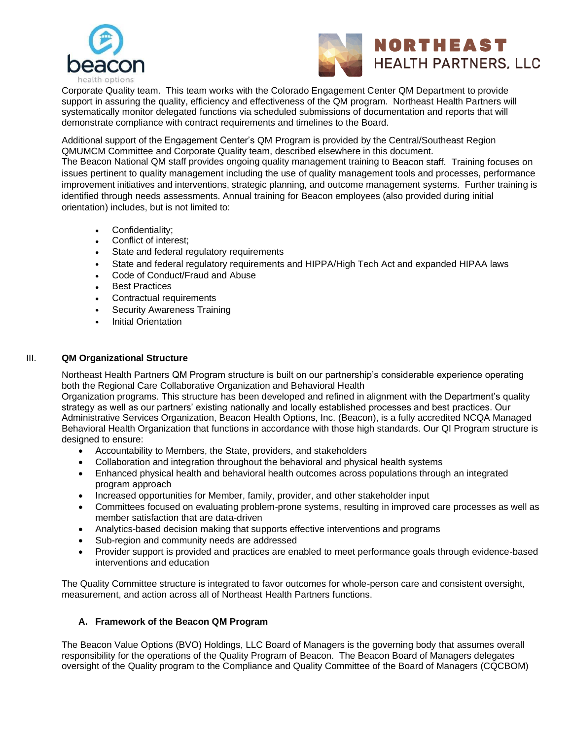Corporate Quality team. This team works with the Colorado Engagement Center QM Department to provide support in assuring the quality, efficiency and effectiveness of the QM program. Northeast Health Partners will systematically monitor delegated functions via scheduled submissions of documentation and reports that will demonstrate compliance with contract requirements and timelines to the Board.

Additional support of the Engagement Center's QM Program is provided by the Central/Southeast Region QMUMCM Committee and Corporate Quality team, described elsewhere in this document.
The Beacon National QM staff provides ongoing quality management training to Beacon staff. Training focuses on issues pertinent to quality management including the use of quality management tools and processes, performance improvement initiatives and interventions, strategic planning, and outcome management systems. Further training is identified through needs assessments. Annual training for Beacon employees (also provided during initial orientation) includes, but is not limited to:

- Confidentiality;
- Conflict of interest;
- State and federal regulatory requirements
- State and federal regulatory requirements and HIPPA/High Tech Act and expanded HIPAA laws
- Code of Conduct/Fraud and Abuse
- Best Practices
- Contractual requirements
- Security Awareness Training
- Initial Orientation

## III. QM Organizational Structure

Northeast Health Partners QM Program structure is built on our partnership's considerable experience operating both the Regional Care Collaborative Organization and Behavioral Health Organization programs. This structure has been developed and refined in alignment with the Department's quality strategy as well as our partners' existing nationally and locally established processes and best practices. Our Administrative Services Organization, Beacon Health Options, Inc. (Beacon), is a fully accredited NCQA Managed Behavioral Health Organization that functions in accordance with those high standards. Our QI Program structure is designed to ensure:

- Accountability to Members, the State, providers, and stakeholders
- Collaboration and integration throughout the behavioral and physical health systems
- Enhanced physical health and behavioral health outcomes across populations through an integrated program approach
- Increased opportunities for Member, family, provider, and other stakeholder input
- Committees focused on evaluating problem-prone systems, resulting in improved care processes as well as member satisfaction that are data-driven
- Analytics-based decision making that supports effective interventions and programs
- Sub-region and community needs are addressed
- Provider support is provided and practices are enabled to meet performance goals through evidence-based interventions and education

The Quality Committee structure is integrated to favor outcomes for whole-person care and consistent oversight, measurement, and action across all of Northeast Health Partners functions.

### A. Framework of the Beacon QM Program

The Beacon Value Options (BVO) Holdings, LLC Board of Managers is the governing body that assumes overall responsibility for the operations of the Quality Program of Beacon. The Beacon Board of Managers delegates oversight of the Quality program to the Compliance and Quality Committee of the Board of Managers (CQCBOM)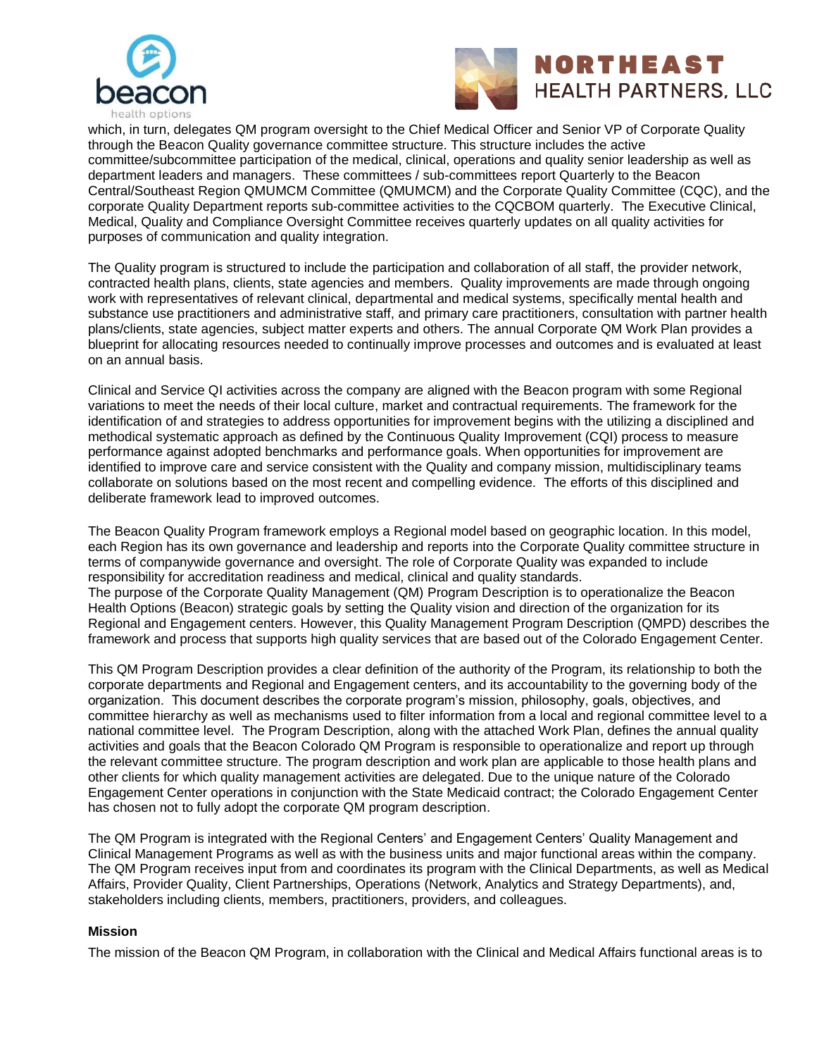which, in turn, delegates QM program oversight to the Chief Medical Officer and Senior VP of Corporate Quality through the Beacon Quality governance committee structure. This structure includes the active committee/subcommittee participation of the medical, clinical, operations and quality senior leadership as well as department leaders and managers. These committees / sub-committees report Quarterly to the Beacon Central/Southeast Region QMUMCM Committee (QMUMCM) and the Corporate Quality Committee (CQC), and the corporate Quality Department reports sub-committee activities to the CQCBOM quarterly. The Executive Clinical, Medical, Quality and Compliance Oversight Committee receives quarterly updates on all quality activities for purposes of communication and quality integration.

The Quality program is structured to include the participation and collaboration of all staff, the provider network, contracted health plans, clients, state agencies and members. Quality improvements are made through ongoing work with representatives of relevant clinical, departmental and medical systems, specifically mental health and substance use practitioners and administrative staff, and primary care practitioners, consultation with partner health plans/clients, state agencies, subject matter experts and others. The annual Corporate QM Work Plan provides a blueprint for allocating resources needed to continually improve processes and outcomes and is evaluated at least on an annual basis.

Clinical and Service QI activities across the company are aligned with the Beacon program with some Regional variations to meet the needs of their local culture, market and contractual requirements. The framework for the identification of and strategies to address opportunities for improvement begins with the utilizing a disciplined and methodical systematic approach as defined by the Continuous Quality Improvement (CQI) process to measure performance against adopted benchmarks and performance goals. When opportunities for improvement are identified to improve care and service consistent with the Quality and company mission, multidisciplinary teams collaborate on solutions based on the most recent and compelling evidence. The efforts of this disciplined and deliberate framework lead to improved outcomes.

The Beacon Quality Program framework employs a Regional model based on geographic location. In this model, each Region has its own governance and leadership and reports into the Corporate Quality committee structure in terms of companywide governance and oversight. The role of Corporate Quality was expanded to include responsibility for accreditation readiness and medical, clinical and quality standards.
The purpose of the Corporate Quality Management (QM) Program Description is to operationalize the Beacon Health Options (Beacon) strategic goals by setting the Quality vision and direction of the organization for its Regional and Engagement centers. However, this Quality Management Program Description (QMPD) describes the framework and process that supports high quality services that are based out of the Colorado Engagement Center.

This QM Program Description provides a clear definition of the authority of the Program, its relationship to both the corporate departments and Regional and Engagement centers, and its accountability to the governing body of the organization. This document describes the corporate program's mission, philosophy, goals, objectives, and committee hierarchy as well as mechanisms used to filter information from a local and regional committee level to a national committee level. The Program Description, along with the attached Work Plan, defines the annual quality activities and goals that the Beacon Colorado QM Program is responsible to operationalize and report up through the relevant committee structure. The program description and work plan are applicable to those health plans and other clients for which quality management activities are delegated. Due to the unique nature of the Colorado Engagement Center operations in conjunction with the State Medicaid contract; the Colorado Engagement Center has chosen not to fully adopt the corporate QM program description.

The QM Program is integrated with the Regional Centers' and Engagement Centers' Quality Management and Clinical Management Programs as well as with the business units and major functional areas within the company. The QM Program receives input from and coordinates its program with the Clinical Departments, as well as Medical Affairs, Provider Quality, Client Partnerships, Operations (Network, Analytics and Strategy Departments), and, stakeholders including clients, members, practitioners, providers, and colleagues.

**Mission**

The mission of the Beacon QM Program, in collaboration with the Clinical and Medical Affairs functional areas is to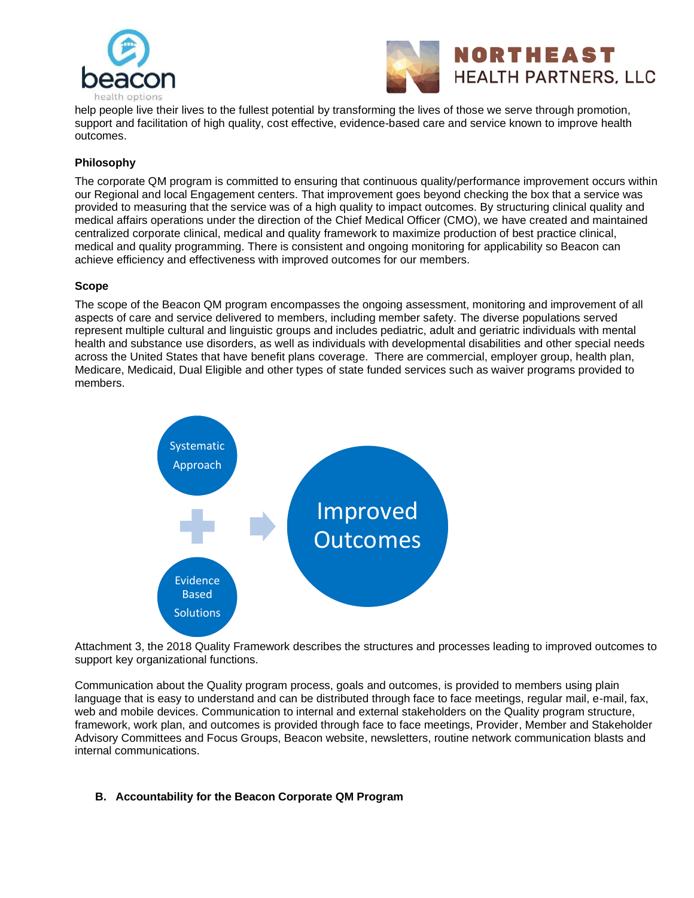help people live their lives to the fullest potential by transforming the lives of those we serve through promotion, support and facilitation of high quality, cost effective, evidence-based care and service known to improve health outcomes.

**Philosophy**

The corporate QM program is committed to ensuring that continuous quality/performance improvement occurs within our Regional and local Engagement centers. That improvement goes beyond checking the box that a service was provided to measuring that the service was of a high quality to impact outcomes. By structuring clinical quality and medical affairs operations under the direction of the Chief Medical Officer (CMO), we have created and maintained centralized corporate clinical, medical and quality framework to maximize production of best practice clinical, medical and quality programming. There is consistent and ongoing monitoring for applicability so Beacon can achieve efficiency and effectiveness with improved outcomes for our members.

**Scope**

The scope of the Beacon QM program encompasses the ongoing assessment, monitoring and improvement of all aspects of care and service delivered to members, including member safety. The diverse populations served represent multiple cultural and linguistic groups and includes pediatric, adult and geriatric individuals with mental health and substance use disorders, as well as individuals with developmental disabilities and other special needs across the United States that have benefit plans coverage. There are commercial, employer group, health plan, Medicare, Medicaid, Dual Eligible and other types of state funded services such as waiver programs provided to members.

Systematic Approach + Evidence Based Solutions → Improved Outcomes

Attachment 3, the 2018 Quality Framework describes the structures and processes leading to improved outcomes to support key organizational functions.

Communication about the Quality program process, goals and outcomes, is provided to members using plain language that is easy to understand and can be distributed through face to face meetings, regular mail, e-mail, fax, web and mobile devices. Communication to internal and external stakeholders on the Quality program structure, framework, work plan, and outcomes is provided through face to face meetings, Provider, Member and Stakeholder Advisory Committees and Focus Groups, Beacon website, newsletters, routine network communication blasts and internal communications.

## B. Accountability for the Beacon Corporate QM Program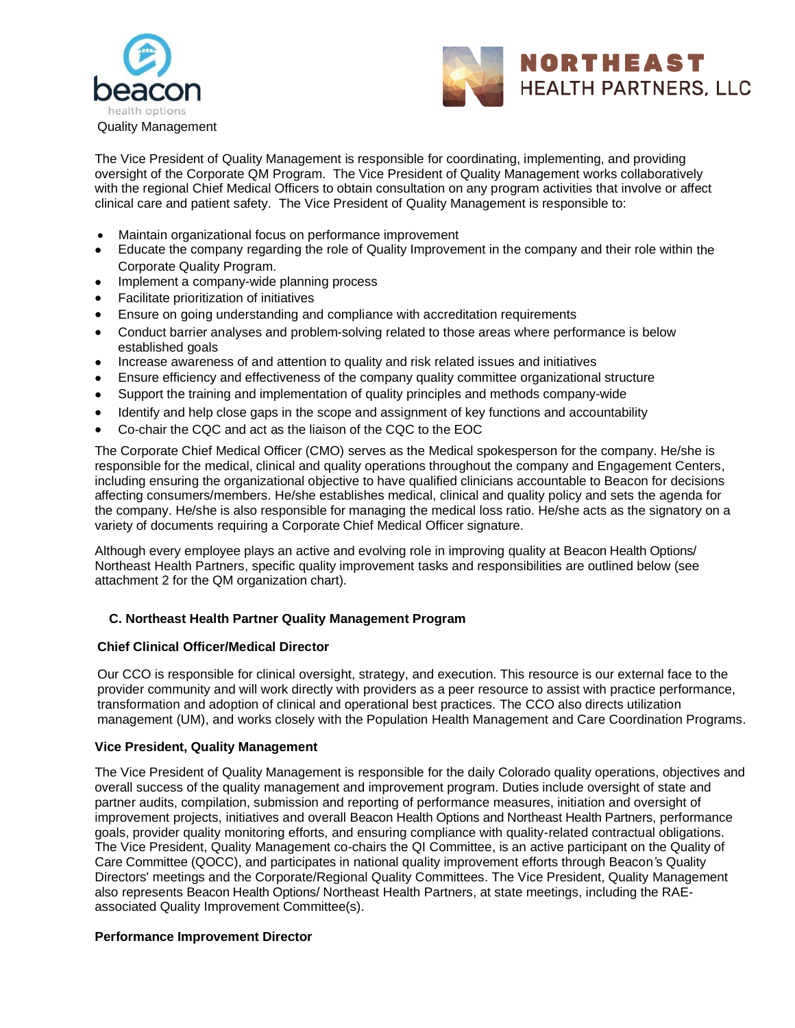Quality Management

The Vice President of Quality Management is responsible for coordinating, implementing, and providing oversight of the Corporate QM Program. The Vice President of Quality Management works collaboratively with the regional Chief Medical Officers to obtain consultation on any program activities that involve or affect clinical care and patient safety. The Vice President of Quality Management is responsible to:

- Maintain organizational focus on performance improvement
- Educate the company regarding the role of Quality Improvement in the company and their role within the Corporate Quality Program.
- Implement a company-wide planning process
- Facilitate prioritization of initiatives
- Ensure on going understanding and compliance with accreditation requirements
- Conduct barrier analyses and problem-solving related to those areas where performance is below established goals
- Increase awareness of and attention to quality and risk related issues and initiatives
- Ensure efficiency and effectiveness of the company quality committee organizational structure
- Support the training and implementation of quality principles and methods company-wide
- Identify and help close gaps in the scope and assignment of key functions and accountability
- Co-chair the CQC and act as the liaison of the CQC to the EOC

The Corporate Chief Medical Officer (CMO) serves as the Medical spokesperson for the company. He/she is responsible for the medical, clinical and quality operations throughout the company and Engagement Centers, including ensuring the organizational objective to have qualified clinicians accountable to Beacon for decisions affecting consumers/members. He/she establishes medical, clinical and quality policy and sets the agenda for the company. He/she is also responsible for managing the medical loss ratio. He/she acts as the signatory on a variety of documents requiring a Corporate Chief Medical Officer signature.

Although every employee plays an active and evolving role in improving quality at Beacon Health Options/ Northeast Health Partners, specific quality improvement tasks and responsibilities are outlined below (see attachment 2 for the QM organization chart).

### C. Northeast Health Partner Quality Management Program

**Chief Clinical Officer/Medical Director**

Our CCO is responsible for clinical oversight, strategy, and execution. This resource is our external face to the provider community and will work directly with providers as a peer resource to assist with practice performance, transformation and adoption of clinical and operational best practices. The CCO also directs utilization management (UM), and works closely with the Population Health Management and Care Coordination Programs.

**Vice President, Quality Management**

The Vice President of Quality Management is responsible for the daily Colorado quality operations, objectives and overall success of the quality management and improvement program. Duties include oversight of state and partner audits, compilation, submission and reporting of performance measures, initiation and oversight of improvement projects, initiatives and overall Beacon Health Options and Northeast Health Partners, performance goals, provider quality monitoring efforts, and ensuring compliance with quality-related contractual obligations. The Vice President, Quality Management co-chairs the QI Committee, is an active participant on the Quality of Care Committee (QOCC), and participates in national quality improvement efforts through Beacon's Quality Directors' meetings and the Corporate/Regional Quality Committees. The Vice President, Quality Management also represents Beacon Health Options/ Northeast Health Partners, at state meetings, including the RAE-associated Quality Improvement Committee(s).

**Performance Improvement Director**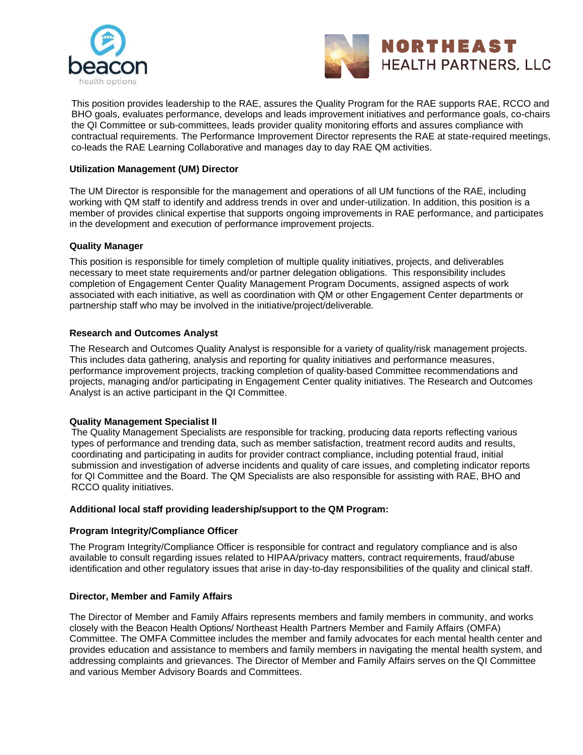This position provides leadership to the RAE, assures the Quality Program for the RAE supports RAE, RCCO and BHO goals, evaluates performance, develops and leads improvement initiatives and performance goals, co-chairs the QI Committee or sub-committees, leads provider quality monitoring efforts and assures compliance with contractual requirements. The Performance Improvement Director represents the RAE at state-required meetings, co-leads the RAE Learning Collaborative and manages day to day RAE QM activities.

**Utilization Management (UM) Director**

The UM Director is responsible for the management and operations of all UM functions of the RAE, including working with QM staff to identify and address trends in over and under-utilization. In addition, this position is a member of provides clinical expertise that supports ongoing improvements in RAE performance, and participates in the development and execution of performance improvement projects.

**Quality Manager**

This position is responsible for timely completion of multiple quality initiatives, projects, and deliverables necessary to meet state requirements and/or partner delegation obligations. This responsibility includes completion of Engagement Center Quality Management Program Documents, assigned aspects of work associated with each initiative, as well as coordination with QM or other Engagement Center departments or partnership staff who may be involved in the initiative/project/deliverable.

**Research and Outcomes Analyst**

The Research and Outcomes Quality Analyst is responsible for a variety of quality/risk management projects. This includes data gathering, analysis and reporting for quality initiatives and performance measures, performance improvement projects, tracking completion of quality-based Committee recommendations and projects, managing and/or participating in Engagement Center quality initiatives. The Research and Outcomes Analyst is an active participant in the QI Committee.

**Quality Management Specialist II**

The Quality Management Specialists are responsible for tracking, producing data reports reflecting various types of performance and trending data, such as member satisfaction, treatment record audits and results, coordinating and participating in audits for provider contract compliance, including potential fraud, initial submission and investigation of adverse incidents and quality of care issues, and completing indicator reports for QI Committee and the Board. The QM Specialists are also responsible for assisting with RAE, BHO and RCCO quality initiatives.

**Additional local staff providing leadership/support to the QM Program:**

**Program Integrity/Compliance Officer**

The Program Integrity/Compliance Officer is responsible for contract and regulatory compliance and is also available to consult regarding issues related to HIPAA/privacy matters, contract requirements, fraud/abuse identification and other regulatory issues that arise in day-to-day responsibilities of the quality and clinical staff.

**Director, Member and Family Affairs**

The Director of Member and Family Affairs represents members and family members in community, and works closely with the Beacon Health Options/ Northeast Health Partners Member and Family Affairs (OMFA) Committee. The OMFA Committee includes the member and family advocates for each mental health center and provides education and assistance to members and family members in navigating the mental health system, and addressing complaints and grievances. The Director of Member and Family Affairs serves on the QI Committee and various Member Advisory Boards and Committees.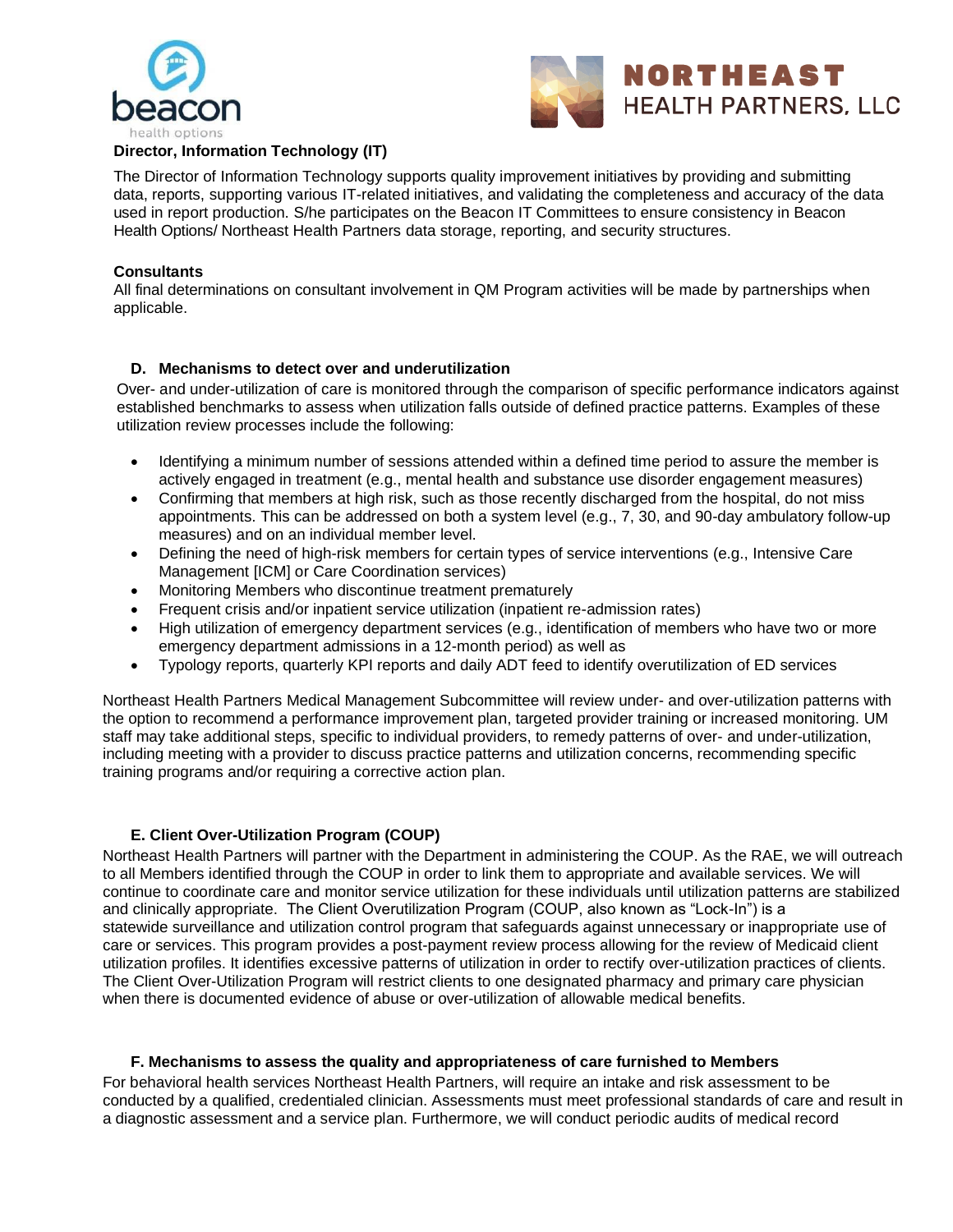**Director, Information Technology (IT)**

The Director of Information Technology supports quality improvement initiatives by providing and submitting data, reports, supporting various IT-related initiatives, and validating the completeness and accuracy of the data used in report production. S/he participates on the Beacon IT Committees to ensure consistency in Beacon Health Options/ Northeast Health Partners data storage, reporting, and security structures.

**Consultants**

All final determinations on consultant involvement in QM Program activities will be made by partnerships when applicable.

### D. Mechanisms to detect over and underutilization

Over- and under-utilization of care is monitored through the comparison of specific performance indicators against established benchmarks to assess when utilization falls outside of defined practice patterns. Examples of these utilization review processes include the following:

- Identifying a minimum number of sessions attended within a defined time period to assure the member is actively engaged in treatment (e.g., mental health and substance use disorder engagement measures)
- Confirming that members at high risk, such as those recently discharged from the hospital, do not miss appointments. This can be addressed on both a system level (e.g., 7, 30, and 90-day ambulatory follow-up measures) and on an individual member level.
- Defining the need of high-risk members for certain types of service interventions (e.g., Intensive Care Management [ICM] or Care Coordination services)
- Monitoring Members who discontinue treatment prematurely
- Frequent crisis and/or inpatient service utilization (inpatient re-admission rates)
- High utilization of emergency department services (e.g., identification of members who have two or more emergency department admissions in a 12-month period) as well as
- Typology reports, quarterly KPI reports and daily ADT feed to identify overutilization of ED services

Northeast Health Partners Medical Management Subcommittee will review under- and over-utilization patterns with the option to recommend a performance improvement plan, targeted provider training or increased monitoring. UM staff may take additional steps, specific to individual providers, to remedy patterns of over- and under-utilization, including meeting with a provider to discuss practice patterns and utilization concerns, recommending specific training programs and/or requiring a corrective action plan.

### E. Client Over-Utilization Program (COUP)

Northeast Health Partners will partner with the Department in administering the COUP. As the RAE, we will outreach to all Members identified through the COUP in order to link them to appropriate and available services. We will continue to coordinate care and monitor service utilization for these individuals until utilization patterns are stabilized and clinically appropriate. The Client Overutilization Program (COUP, also known as "Lock-In") is a statewide surveillance and utilization control program that safeguards against unnecessary or inappropriate use of care or services. This program provides a post-payment review process allowing for the review of Medicaid client utilization profiles. It identifies excessive patterns of utilization in order to rectify over-utilization practices of clients. The Client Over-Utilization Program will restrict clients to one designated pharmacy and primary care physician when there is documented evidence of abuse or over-utilization of allowable medical benefits.

### F. Mechanisms to assess the quality and appropriateness of care furnished to Members

For behavioral health services Northeast Health Partners, will require an intake and risk assessment to be conducted by a qualified, credentialed clinician. Assessments must meet professional standards of care and result in a diagnostic assessment and a service plan. Furthermore, we will conduct periodic audits of medical record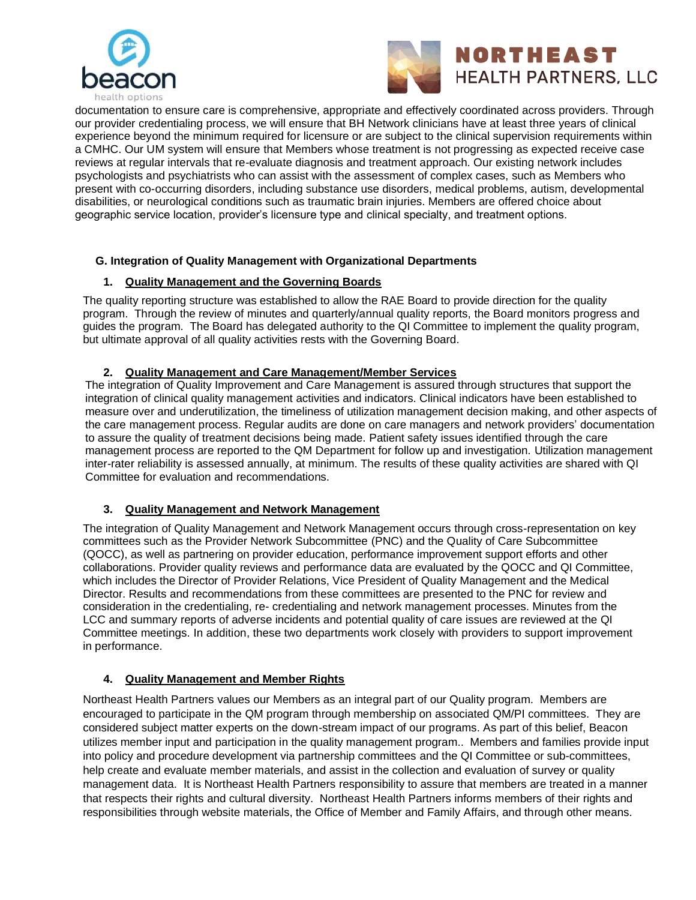documentation to ensure care is comprehensive, appropriate and effectively coordinated across providers. Through our provider credentialing process, we will ensure that BH Network clinicians have at least three years of clinical experience beyond the minimum required for licensure or are subject to the clinical supervision requirements within a CMHC. Our UM system will ensure that Members whose treatment is not progressing as expected receive case reviews at regular intervals that re-evaluate diagnosis and treatment approach. Our existing network includes psychologists and psychiatrists who can assist with the assessment of complex cases, such as Members who present with co-occurring disorders, including substance use disorders, medical problems, autism, developmental disabilities, or neurological conditions such as traumatic brain injuries. Members are offered choice about geographic service location, provider's licensure type and clinical specialty, and treatment options.

### G. Integration of Quality Management with Organizational Departments

#### 1. Quality Management and the Governing Boards

The quality reporting structure was established to allow the RAE Board to provide direction for the quality program. Through the review of minutes and quarterly/annual quality reports, the Board monitors progress and guides the program. The Board has delegated authority to the QI Committee to implement the quality program, but ultimate approval of all quality activities rests with the Governing Board.

#### 2. Quality Management and Care Management/Member Services

The integration of Quality Improvement and Care Management is assured through structures that support the integration of clinical quality management activities and indicators. Clinical indicators have been established to measure over and underutilization, the timeliness of utilization management decision making, and other aspects of the care management process. Regular audits are done on care managers and network providers' documentation to assure the quality of treatment decisions being made. Patient safety issues identified through the care management process are reported to the QM Department for follow up and investigation. Utilization management inter-rater reliability is assessed annually, at minimum. The results of these quality activities are shared with QI Committee for evaluation and recommendations.

#### 3. Quality Management and Network Management

The integration of Quality Management and Network Management occurs through cross-representation on key committees such as the Provider Network Subcommittee (PNC) and the Quality of Care Subcommittee (QOCC), as well as partnering on provider education, performance improvement support efforts and other collaborations. Provider quality reviews and performance data are evaluated by the QOCC and QI Committee, which includes the Director of Provider Relations, Vice President of Quality Management and the Medical Director. Results and recommendations from these committees are presented to the PNC for review and consideration in the credentialing, re- credentialing and network management processes. Minutes from the LCC and summary reports of adverse incidents and potential quality of care issues are reviewed at the QI Committee meetings. In addition, these two departments work closely with providers to support improvement in performance.

#### 4. Quality Management and Member Rights

Northeast Health Partners values our Members as an integral part of our Quality program. Members are encouraged to participate in the QM program through membership on associated QM/PI committees. They are considered subject matter experts on the down-stream impact of our programs. As part of this belief, Beacon utilizes member input and participation in the quality management program.. Members and families provide input into policy and procedure development via partnership committees and the QI Committee or sub-committees, help create and evaluate member materials, and assist in the collection and evaluation of survey or quality management data. It is Northeast Health Partners responsibility to assure that members are treated in a manner that respects their rights and cultural diversity. Northeast Health Partners informs members of their rights and responsibilities through website materials, the Office of Member and Family Affairs, and through other means.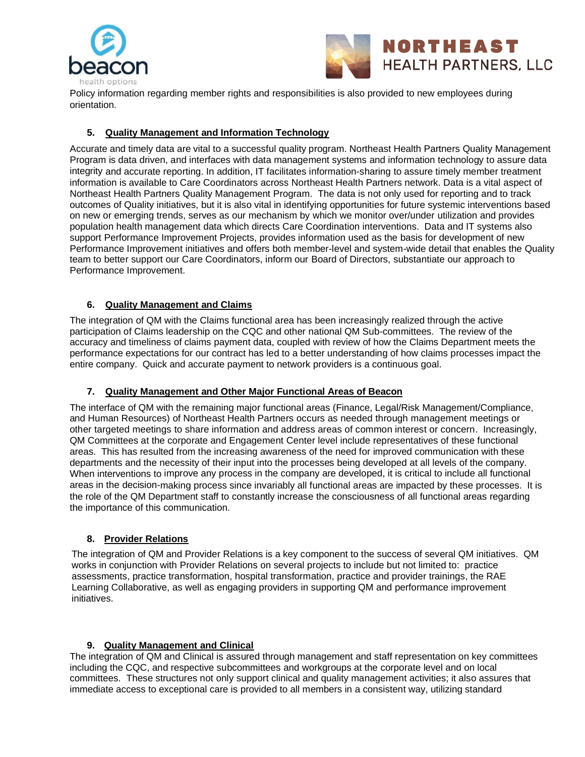Policy information regarding member rights and responsibilities is also provided to new employees during orientation.

### 5. Quality Management and Information Technology

Accurate and timely data are vital to a successful quality program. Northeast Health Partners Quality Management Program is data driven, and interfaces with data management systems and information technology to assure data integrity and accurate reporting. In addition, IT facilitates information-sharing to assure timely member treatment information is available to Care Coordinators across Northeast Health Partners network. Data is a vital aspect of Northeast Health Partners Quality Management Program. The data is not only used for reporting and to track outcomes of Quality initiatives, but it is also vital in identifying opportunities for future systemic interventions based on new or emerging trends, serves as our mechanism by which we monitor over/under utilization and provides population health management data which directs Care Coordination interventions. Data and IT systems also support Performance Improvement Projects, provides information used as the basis for development of new Performance Improvement initiatives and offers both member-level and system-wide detail that enables the Quality team to better support our Care Coordinators, inform our Board of Directors, substantiate our approach to Performance Improvement.

### 6. Quality Management and Claims

The integration of QM with the Claims functional area has been increasingly realized through the active participation of Claims leadership on the CQC and other national QM Sub-committees. The review of the accuracy and timeliness of claims payment data, coupled with review of how the Claims Department meets the performance expectations for our contract has led to a better understanding of how claims processes impact the entire company. Quick and accurate payment to network providers is a continuous goal.

### 7. Quality Management and Other Major Functional Areas of Beacon

The interface of QM with the remaining major functional areas (Finance, Legal/Risk Management/Compliance, and Human Resources) of Northeast Health Partners occurs as needed through management meetings or other targeted meetings to share information and address areas of common interest or concern. Increasingly, QM Committees at the corporate and Engagement Center level include representatives of these functional areas. This has resulted from the increasing awareness of the need for improved communication with these departments and the necessity of their input into the processes being developed at all levels of the company. When interventions to improve any process in the company are developed, it is critical to include all functional areas in the decision-making process since invariably all functional areas are impacted by these processes. It is the role of the QM Department staff to constantly increase the consciousness of all functional areas regarding the importance of this communication.

### 8. Provider Relations

The integration of QM and Provider Relations is a key component to the success of several QM initiatives. QM works in conjunction with Provider Relations on several projects to include but not limited to: practice assessments, practice transformation, hospital transformation, practice and provider trainings, the RAE Learning Collaborative, as well as engaging providers in supporting QM and performance improvement initiatives.

### 9. Quality Management and Clinical

The integration of QM and Clinical is assured through management and staff representation on key committees including the CQC, and respective subcommittees and workgroups at the corporate level and on local committees. These structures not only support clinical and quality management activities; it also assures that immediate access to exceptional care is provided to all members in a consistent way, utilizing standard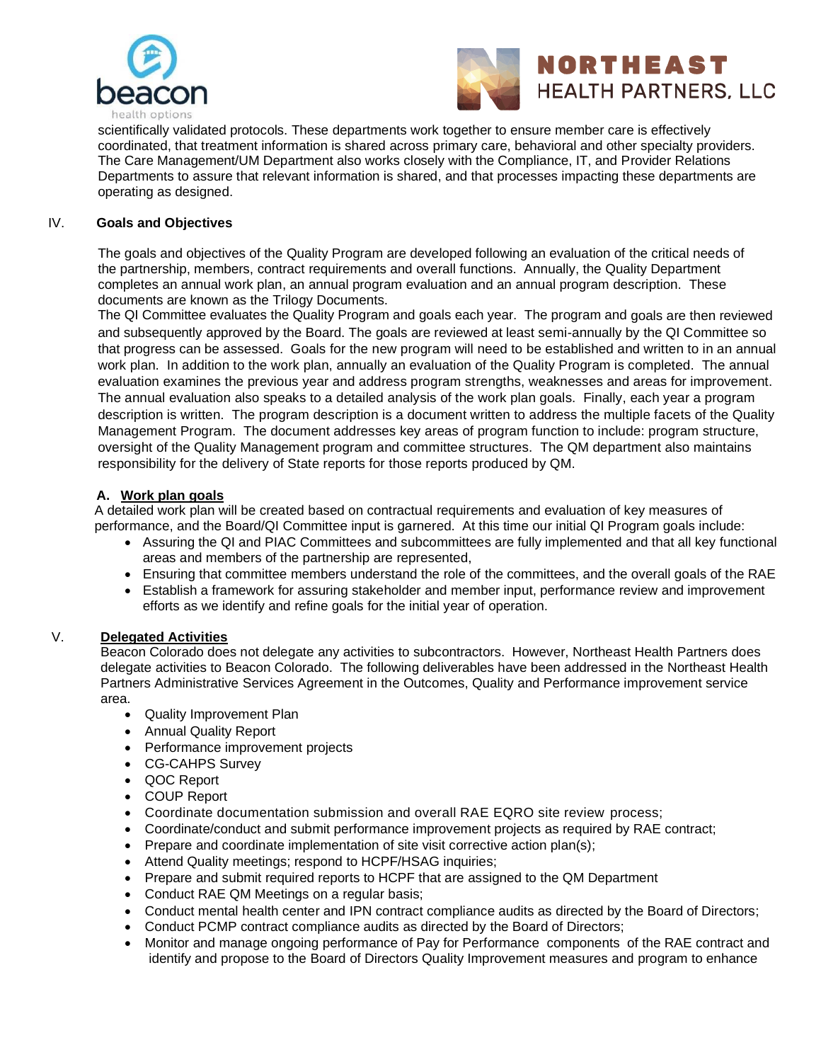scientifically validated protocols. These departments work together to ensure member care is effectively coordinated, that treatment information is shared across primary care, behavioral and other specialty providers. The Care Management/UM Department also works closely with the Compliance, IT, and Provider Relations Departments to assure that relevant information is shared, and that processes impacting these departments are operating as designed.

## IV. Goals and Objectives

The goals and objectives of the Quality Program are developed following an evaluation of the critical needs of the partnership, members, contract requirements and overall functions. Annually, the Quality Department completes an annual work plan, an annual program evaluation and an annual program description. These documents are known as the Trilogy Documents.

The QI Committee evaluates the Quality Program and goals each year. The program and goals are then reviewed and subsequently approved by the Board. The goals are reviewed at least semi-annually by the QI Committee so that progress can be assessed. Goals for the new program will need to be established and written to in an annual work plan. In addition to the work plan, annually an evaluation of the Quality Program is completed. The annual evaluation examines the previous year and address program strengths, weaknesses and areas for improvement. The annual evaluation also speaks to a detailed analysis of the work plan goals. Finally, each year a program description is written. The program description is a document written to address the multiple facets of the Quality Management Program. The document addresses key areas of program function to include: program structure, oversight of the Quality Management program and committee structures. The QM department also maintains responsibility for the delivery of State reports for those reports produced by QM.

### A. Work plan goals

A detailed work plan will be created based on contractual requirements and evaluation of key measures of performance, and the Board/QI Committee input is garnered. At this time our initial QI Program goals include:

- Assuring the QI and PIAC Committees and subcommittees are fully implemented and that all key functional areas and members of the partnership are represented,
- Ensuring that committee members understand the role of the committees, and the overall goals of the RAE
- Establish a framework for assuring stakeholder and member input, performance review and improvement efforts as we identify and refine goals for the initial year of operation.

## V. Delegated Activities

Beacon Colorado does not delegate any activities to subcontractors. However, Northeast Health Partners does delegate activities to Beacon Colorado. The following deliverables have been addressed in the Northeast Health Partners Administrative Services Agreement in the Outcomes, Quality and Performance improvement service area.

- Quality Improvement Plan
- Annual Quality Report
- Performance improvement projects
- CG-CAHPS Survey
- QOC Report
- COUP Report
- Coordinate documentation submission and overall RAE EQRO site review process;
- Coordinate/conduct and submit performance improvement projects as required by RAE contract;
- Prepare and coordinate implementation of site visit corrective action plan(s);
- Attend Quality meetings; respond to HCPF/HSAG inquiries;
- Prepare and submit required reports to HCPF that are assigned to the QM Department
- Conduct RAE QM Meetings on a regular basis;
- Conduct mental health center and IPN contract compliance audits as directed by the Board of Directors;
- Conduct PCMP contract compliance audits as directed by the Board of Directors;
- Monitor and manage ongoing performance of Pay for Performance components of the RAE contract and identify and propose to the Board of Directors Quality Improvement measures and program to enhance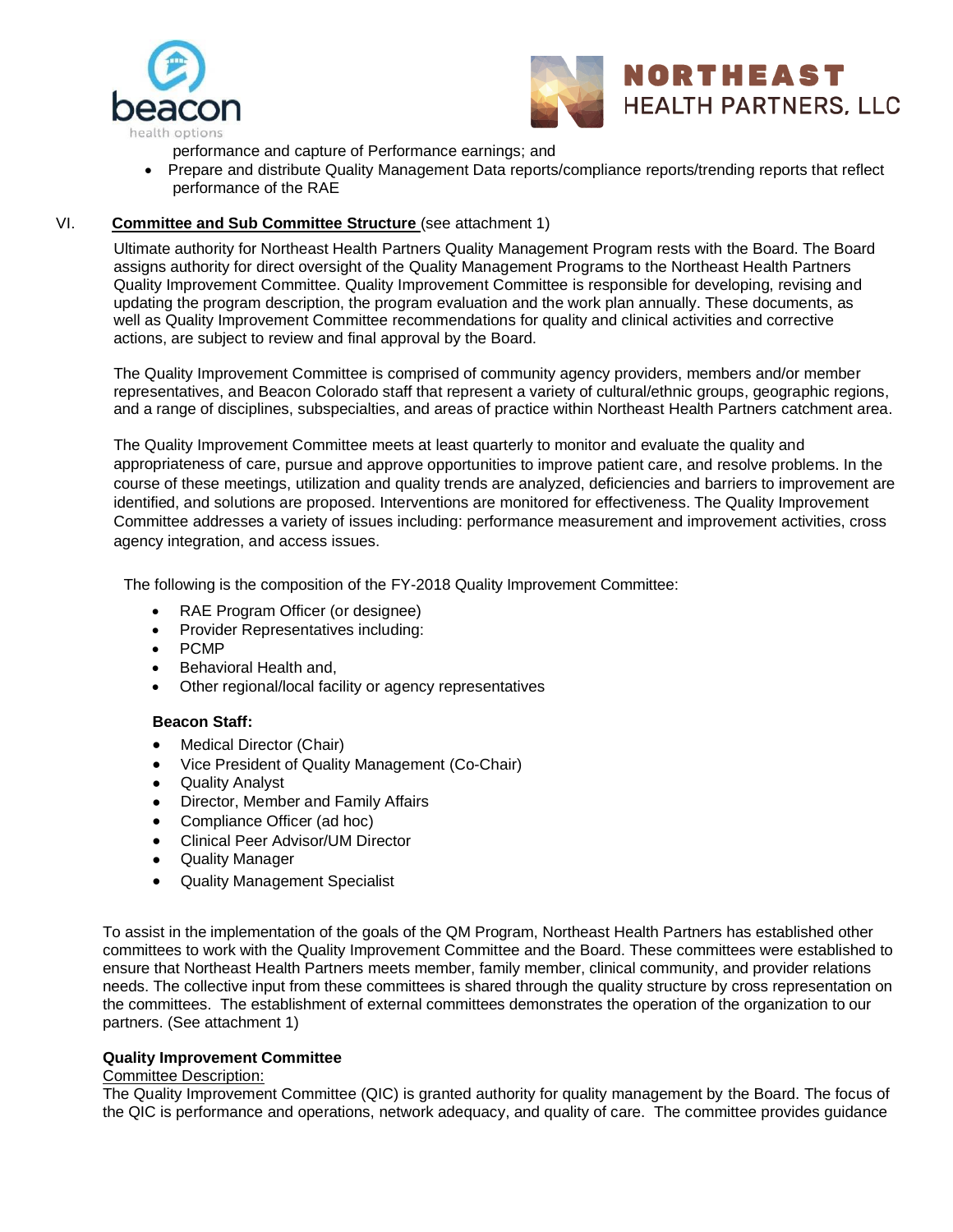performance and capture of Performance earnings; and

- Prepare and distribute Quality Management Data reports/compliance reports/trending reports that reflect performance of the RAE

## VI. Committee and Sub Committee Structure (see attachment 1)

Ultimate authority for Northeast Health Partners Quality Management Program rests with the Board. The Board assigns authority for direct oversight of the Quality Management Programs to the Northeast Health Partners Quality Improvement Committee. Quality Improvement Committee is responsible for developing, revising and updating the program description, the program evaluation and the work plan annually. These documents, as well as Quality Improvement Committee recommendations for quality and clinical activities and corrective actions, are subject to review and final approval by the Board.

The Quality Improvement Committee is comprised of community agency providers, members and/or member representatives, and Beacon Colorado staff that represent a variety of cultural/ethnic groups, geographic regions, and a range of disciplines, subspecialties, and areas of practice within Northeast Health Partners catchment area.

The Quality Improvement Committee meets at least quarterly to monitor and evaluate the quality and appropriateness of care, pursue and approve opportunities to improve patient care, and resolve problems. In the course of these meetings, utilization and quality trends are analyzed, deficiencies and barriers to improvement are identified, and solutions are proposed. Interventions are monitored for effectiveness. The Quality Improvement Committee addresses a variety of issues including: performance measurement and improvement activities, cross agency integration, and access issues.

The following is the composition of the FY-2018 Quality Improvement Committee:

- RAE Program Officer (or designee)
- Provider Representatives including:
- PCMP
- Behavioral Health and,
- Other regional/local facility or agency representatives

**Beacon Staff:**

- Medical Director (Chair)
- Vice President of Quality Management (Co-Chair)
- Quality Analyst
- Director, Member and Family Affairs
- Compliance Officer (ad hoc)
- Clinical Peer Advisor/UM Director
- Quality Manager
- Quality Management Specialist

To assist in the implementation of the goals of the QM Program, Northeast Health Partners has established other committees to work with the Quality Improvement Committee and the Board. These committees were established to ensure that Northeast Health Partners meets member, family member, clinical community, and provider relations needs. The collective input from these committees is shared through the quality structure by cross representation on the committees. The establishment of external committees demonstrates the operation of the organization to our partners. (See attachment 1)

**Quality Improvement Committee**

Committee Description:

The Quality Improvement Committee (QIC) is granted authority for quality management by the Board. The focus of the QIC is performance and operations, network adequacy, and quality of care. The committee provides guidance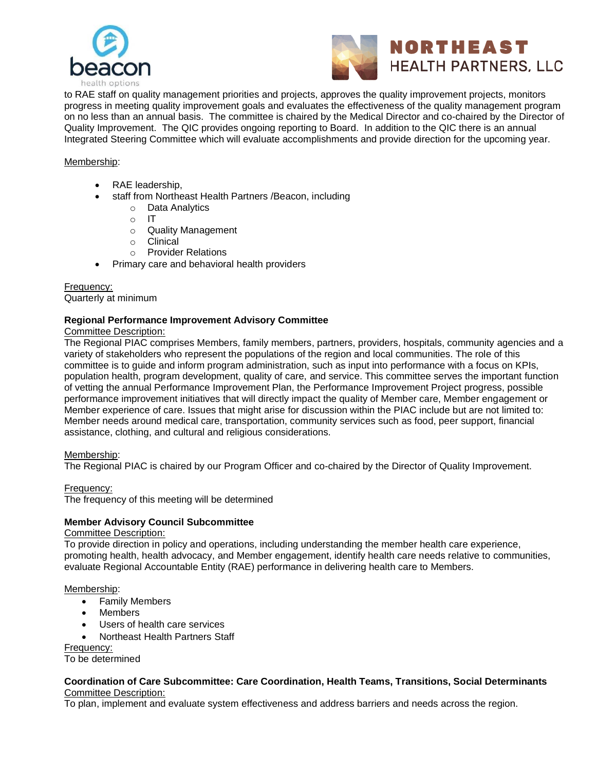to RAE staff on quality management priorities and projects, approves the quality improvement projects, monitors progress in meeting quality improvement goals and evaluates the effectiveness of the quality management program on no less than an annual basis. The committee is chaired by the Medical Director and co-chaired by the Director of Quality Improvement. The QIC provides ongoing reporting to Board. In addition to the QIC there is an annual Integrated Steering Committee which will evaluate accomplishments and provide direction for the upcoming year.

Membership:

- RAE leadership,
- staff from Northeast Health Partners /Beacon, including
  - Data Analytics
  - IT
  - Quality Management
  - Clinical
  - Provider Relations
- Primary care and behavioral health providers

Frequency:
Quarterly at minimum

**Regional Performance Improvement Advisory Committee**

Committee Description:
The Regional PIAC comprises Members, family members, partners, providers, hospitals, community agencies and a variety of stakeholders who represent the populations of the region and local communities. The role of this committee is to guide and inform program administration, such as input into performance with a focus on KPIs, population health, program development, quality of care, and service. This committee serves the important function of vetting the annual Performance Improvement Plan, the Performance Improvement Project progress, possible performance improvement initiatives that will directly impact the quality of Member care, Member engagement or Member experience of care. Issues that might arise for discussion within the PIAC include but are not limited to: Member needs around medical care, transportation, community services such as food, peer support, financial assistance, clothing, and cultural and religious considerations.

Membership:
The Regional PIAC is chaired by our Program Officer and co-chaired by the Director of Quality Improvement.

Frequency:
The frequency of this meeting will be determined

**Member Advisory Council Subcommittee**

Committee Description:
To provide direction in policy and operations, including understanding the member health care experience, promoting health, health advocacy, and Member engagement, identify health care needs relative to communities, evaluate Regional Accountable Entity (RAE) performance in delivering health care to Members.

Membership:

- Family Members
- Members
- Users of health care services
- Northeast Health Partners Staff

Frequency:
To be determined

**Coordination of Care Subcommittee: Care Coordination, Health Teams, Transitions, Social Determinants**

Committee Description:
To plan, implement and evaluate system effectiveness and address barriers and needs across the region.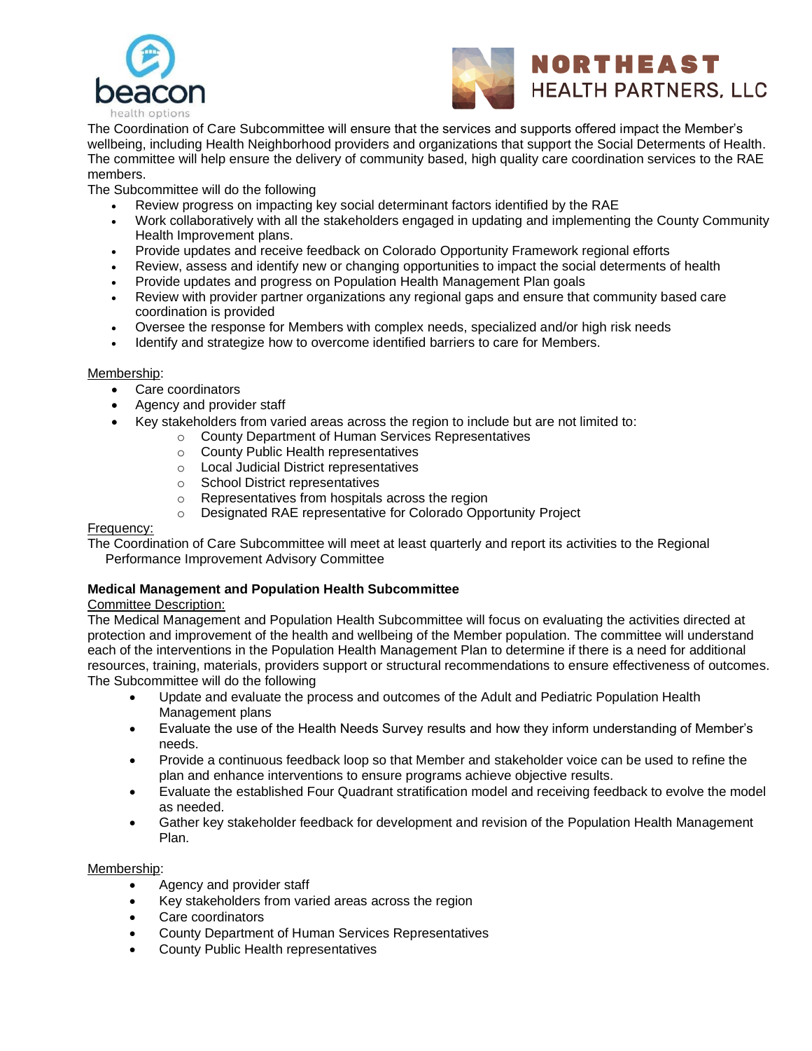The Coordination of Care Subcommittee will ensure that the services and supports offered impact the Member's wellbeing, including Health Neighborhood providers and organizations that support the Social Determents of Health. The committee will help ensure the delivery of community based, high quality care coordination services to the RAE members.

The Subcommittee will do the following

- Review progress on impacting key social determinant factors identified by the RAE
- Work collaboratively with all the stakeholders engaged in updating and implementing the County Community Health Improvement plans.
- Provide updates and receive feedback on Colorado Opportunity Framework regional efforts
- Review, assess and identify new or changing opportunities to impact the social determents of health
- Provide updates and progress on Population Health Management Plan goals
- Review with provider partner organizations any regional gaps and ensure that community based care coordination is provided
- Oversee the response for Members with complex needs, specialized and/or high risk needs
- Identify and strategize how to overcome identified barriers to care for Members.

Membership:

- Care coordinators
- Agency and provider staff
- Key stakeholders from varied areas across the region to include but are not limited to:
  - County Department of Human Services Representatives
  - County Public Health representatives
  - Local Judicial District representatives
  - School District representatives
  - Representatives from hospitals across the region
  - Designated RAE representative for Colorado Opportunity Project

Frequency:

The Coordination of Care Subcommittee will meet at least quarterly and report its activities to the Regional Performance Improvement Advisory Committee

**Medical Management and Population Health Subcommittee**

Committee Description:

The Medical Management and Population Health Subcommittee will focus on evaluating the activities directed at protection and improvement of the health and wellbeing of the Member population. The committee will understand each of the interventions in the Population Health Management Plan to determine if there is a need for additional resources, training, materials, providers support or structural recommendations to ensure effectiveness of outcomes.

The Subcommittee will do the following

- Update and evaluate the process and outcomes of the Adult and Pediatric Population Health Management plans
- Evaluate the use of the Health Needs Survey results and how they inform understanding of Member's needs.
- Provide a continuous feedback loop so that Member and stakeholder voice can be used to refine the plan and enhance interventions to ensure programs achieve objective results.
- Evaluate the established Four Quadrant stratification model and receiving feedback to evolve the model as needed.
- Gather key stakeholder feedback for development and revision of the Population Health Management Plan.

Membership:

- Agency and provider staff
- Key stakeholders from varied areas across the region
- Care coordinators
- County Department of Human Services Representatives
- County Public Health representatives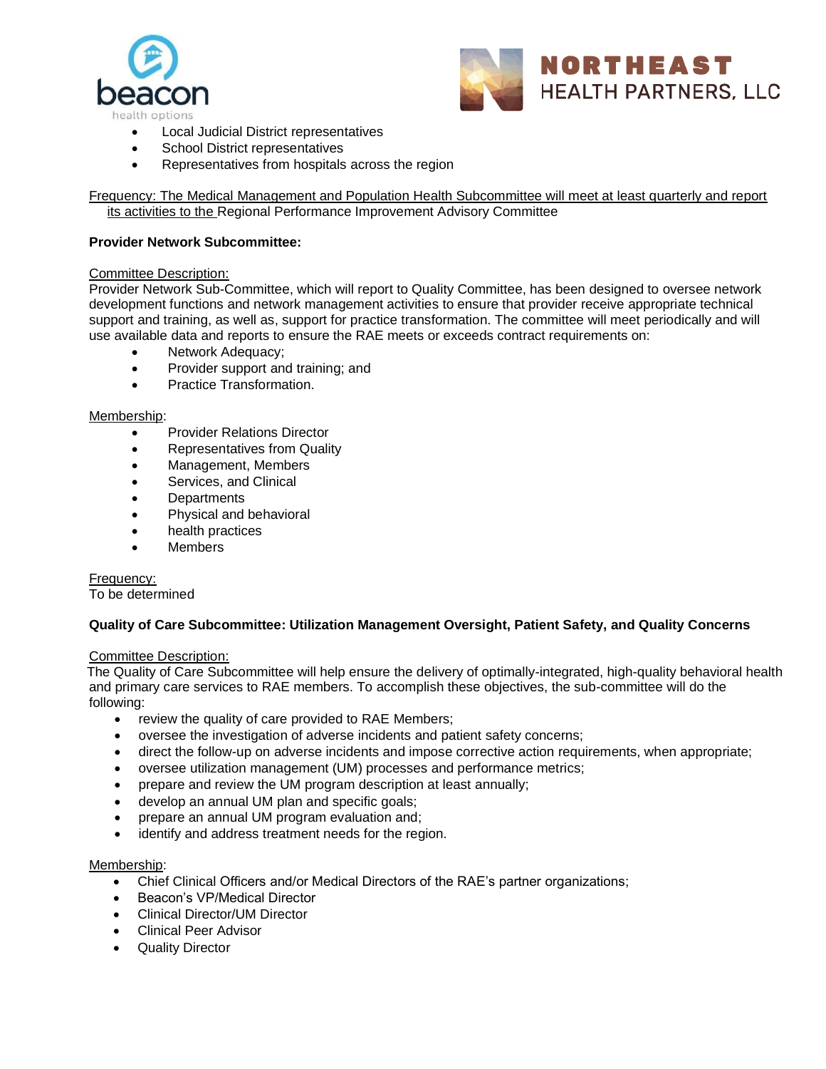- Local Judicial District representatives
- School District representatives
- Representatives from hospitals across the region

Frequency: The Medical Management and Population Health Subcommittee will meet at least quarterly and report its activities to the Regional Performance Improvement Advisory Committee

**Provider Network Subcommittee:**

Committee Description:
Provider Network Sub-Committee, which will report to Quality Committee, has been designed to oversee network development functions and network management activities to ensure that provider receive appropriate technical support and training, as well as, support for practice transformation. The committee will meet periodically and will use available data and reports to ensure the RAE meets or exceeds contract requirements on:

- Network Adequacy;
- Provider support and training; and
- Practice Transformation.

Membership:

- Provider Relations Director
- Representatives from Quality
- Management, Members
- Services, and Clinical
- Departments
- Physical and behavioral
- health practices
- Members

Frequency:
To be determined

**Quality of Care Subcommittee: Utilization Management Oversight, Patient Safety, and Quality Concerns**

Committee Description:
The Quality of Care Subcommittee will help ensure the delivery of optimally-integrated, high-quality behavioral health and primary care services to RAE members. To accomplish these objectives, the sub-committee will do the following:

- review the quality of care provided to RAE Members;
- oversee the investigation of adverse incidents and patient safety concerns;
- direct the follow-up on adverse incidents and impose corrective action requirements, when appropriate;
- oversee utilization management (UM) processes and performance metrics;
- prepare and review the UM program description at least annually;
- develop an annual UM plan and specific goals;
- prepare an annual UM program evaluation and;
- identify and address treatment needs for the region.

Membership:

- Chief Clinical Officers and/or Medical Directors of the RAE's partner organizations;
- Beacon's VP/Medical Director
- Clinical Director/UM Director
- Clinical Peer Advisor
- Quality Director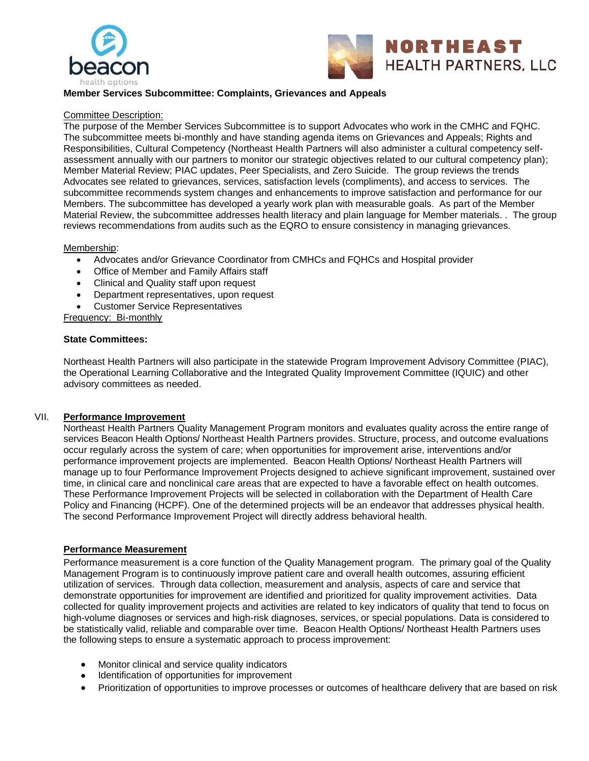**Member Services Subcommittee: Complaints, Grievances and Appeals**

Committee Description:
The purpose of the Member Services Subcommittee is to support Advocates who work in the CMHC and FQHC. The subcommittee meets bi-monthly and have standing agenda items on Grievances and Appeals; Rights and Responsibilities, Cultural Competency (Northeast Health Partners will also administer a cultural competency self-assessment annually with our partners to monitor our strategic objectives related to our cultural competency plan); Member Material Review; PIAC updates, Peer Specialists, and Zero Suicide. The group reviews the trends Advocates see related to grievances, services, satisfaction levels (compliments), and access to services. The subcommittee recommends system changes and enhancements to improve satisfaction and performance for our Members. The subcommittee has developed a yearly work plan with measurable goals. As part of the Member Material Review, the subcommittee addresses health literacy and plain language for Member materials. . The group reviews recommendations from audits such as the EQRO to ensure consistency in managing grievances.

Membership:

- Advocates and/or Grievance Coordinator from CMHCs and FQHCs and Hospital provider
- Office of Member and Family Affairs staff
- Clinical and Quality staff upon request
- Department representatives, upon request
- Customer Service Representatives

Frequency: Bi-monthly

**State Committees:**

Northeast Health Partners will also participate in the statewide Program Improvement Advisory Committee (PIAC), the Operational Learning Collaborative and the Integrated Quality Improvement Committee (IQUIC) and other advisory committees as needed.

## VII. Performance Improvement

Northeast Health Partners Quality Management Program monitors and evaluates quality across the entire range of services Beacon Health Options/ Northeast Health Partners provides. Structure, process, and outcome evaluations occur regularly across the system of care; when opportunities for improvement arise, interventions and/or performance improvement projects are implemented. Beacon Health Options/ Northeast Health Partners will manage up to four Performance Improvement Projects designed to achieve significant improvement, sustained over time, in clinical care and nonclinical care areas that are expected to have a favorable effect on health outcomes. These Performance Improvement Projects will be selected in collaboration with the Department of Health Care Policy and Financing (HCPF). One of the determined projects will be an endeavor that addresses physical health. The second Performance Improvement Project will directly address behavioral health.

### Performance Measurement

Performance measurement is a core function of the Quality Management program. The primary goal of the Quality Management Program is to continuously improve patient care and overall health outcomes, assuring efficient utilization of services. Through data collection, measurement and analysis, aspects of care and service that demonstrate opportunities for improvement are identified and prioritized for quality improvement activities. Data collected for quality improvement projects and activities are related to key indicators of quality that tend to focus on high-volume diagnoses or services and high-risk diagnoses, services, or special populations. Data is considered to be statistically valid, reliable and comparable over time. Beacon Health Options/ Northeast Health Partners uses the following steps to ensure a systematic approach to process improvement:

- Monitor clinical and service quality indicators
- Identification of opportunities for improvement
- Prioritization of opportunities to improve processes or outcomes of healthcare delivery that are based on risk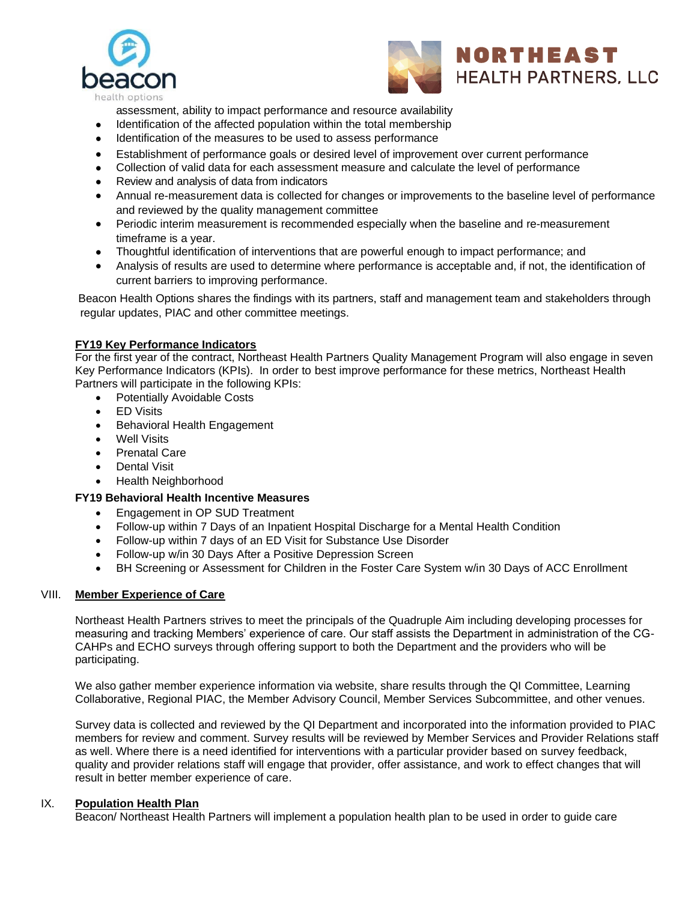assessment, ability to impact performance and resource availability

- Identification of the affected population within the total membership
- Identification of the measures to be used to assess performance
- Establishment of performance goals or desired level of improvement over current performance
- Collection of valid data for each assessment measure and calculate the level of performance
- Review and analysis of data from indicators
- Annual re-measurement data is collected for changes or improvements to the baseline level of performance and reviewed by the quality management committee
- Periodic interim measurement is recommended especially when the baseline and re-measurement timeframe is a year.
- Thoughtful identification of interventions that are powerful enough to impact performance; and
- Analysis of results are used to determine where performance is acceptable and, if not, the identification of current barriers to improving performance.

Beacon Health Options shares the findings with its partners, staff and management team and stakeholders through regular updates, PIAC and other committee meetings.

**FY19 Key Performance Indicators**

For the first year of the contract, Northeast Health Partners Quality Management Program will also engage in seven Key Performance Indicators (KPIs). In order to best improve performance for these metrics, Northeast Health Partners will participate in the following KPIs:

- Potentially Avoidable Costs
- ED Visits
- Behavioral Health Engagement
- Well Visits
- Prenatal Care
- Dental Visit
- Health Neighborhood

**FY19 Behavioral Health Incentive Measures**

- Engagement in OP SUD Treatment
- Follow-up within 7 Days of an Inpatient Hospital Discharge for a Mental Health Condition
- Follow-up within 7 days of an ED Visit for Substance Use Disorder
- Follow-up w/in 30 Days After a Positive Depression Screen
- BH Screening or Assessment for Children in the Foster Care System w/in 30 Days of ACC Enrollment

## VIII. Member Experience of Care

Northeast Health Partners strives to meet the principals of the Quadruple Aim including developing processes for measuring and tracking Members' experience of care. Our staff assists the Department in administration of the CG-CAHPs and ECHO surveys through offering support to both the Department and the providers who will be participating.

We also gather member experience information via website, share results through the QI Committee, Learning Collaborative, Regional PIAC, the Member Advisory Council, Member Services Subcommittee, and other venues.

Survey data is collected and reviewed by the QI Department and incorporated into the information provided to PIAC members for review and comment. Survey results will be reviewed by Member Services and Provider Relations staff as well. Where there is a need identified for interventions with a particular provider based on survey feedback, quality and provider relations staff will engage that provider, offer assistance, and work to effect changes that will result in better member experience of care.

## IX. Population Health Plan

Beacon/ Northeast Health Partners will implement a population health plan to be used in order to guide care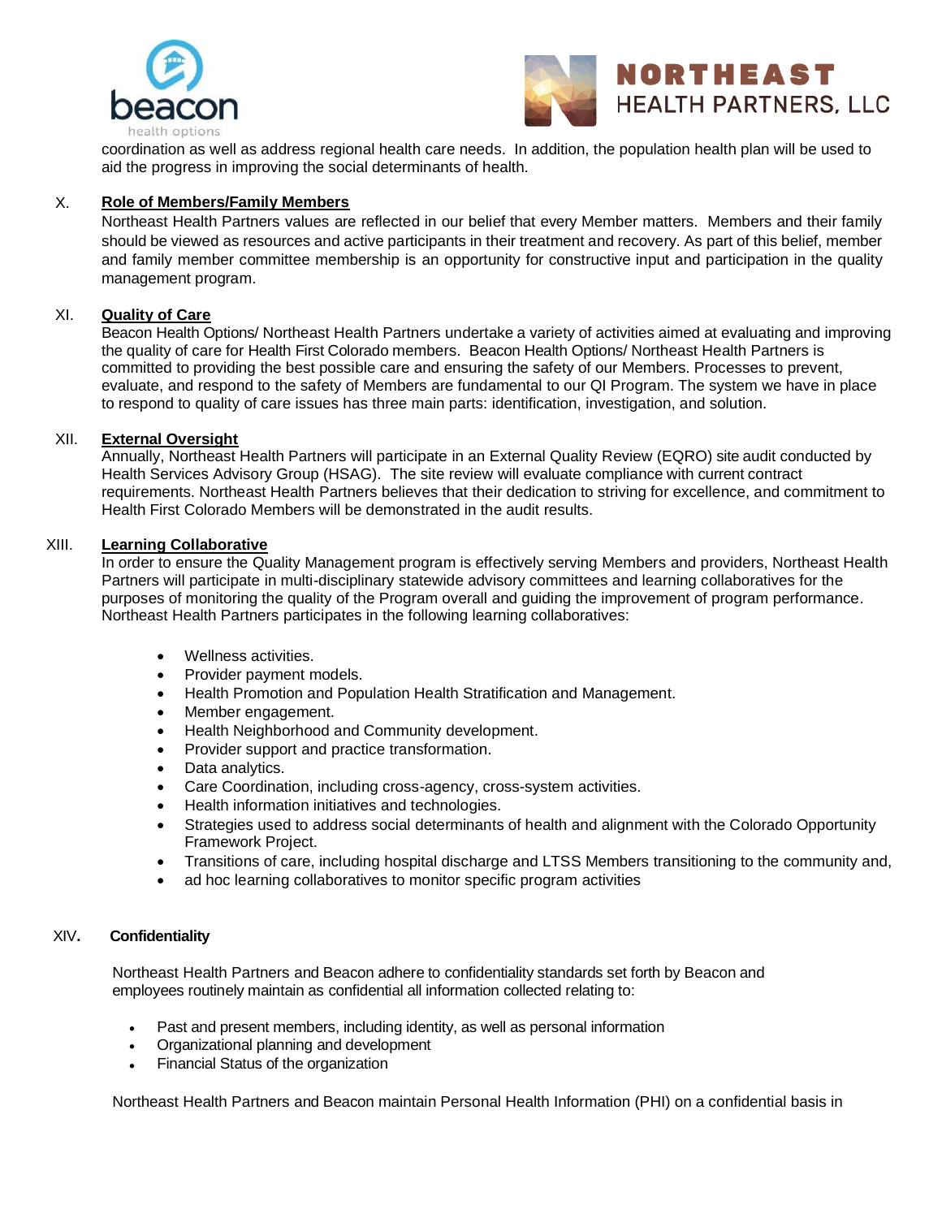coordination as well as address regional health care needs. In addition, the population health plan will be used to aid the progress in improving the social determinants of health.

## X. Role of Members/Family Members

Northeast Health Partners values are reflected in our belief that every Member matters. Members and their family should be viewed as resources and active participants in their treatment and recovery. As part of this belief, member and family member committee membership is an opportunity for constructive input and participation in the quality management program.

## XI. Quality of Care

Beacon Health Options/ Northeast Health Partners undertake a variety of activities aimed at evaluating and improving the quality of care for Health First Colorado members. Beacon Health Options/ Northeast Health Partners is committed to providing the best possible care and ensuring the safety of our Members. Processes to prevent, evaluate, and respond to the safety of Members are fundamental to our QI Program. The system we have in place to respond to quality of care issues has three main parts: identification, investigation, and solution.

## XII. External Oversight

Annually, Northeast Health Partners will participate in an External Quality Review (EQRO) site audit conducted by Health Services Advisory Group (HSAG). The site review will evaluate compliance with current contract requirements. Northeast Health Partners believes that their dedication to striving for excellence, and commitment to Health First Colorado Members will be demonstrated in the audit results.

## XIII. Learning Collaborative

In order to ensure the Quality Management program is effectively serving Members and providers, Northeast Health Partners will participate in multi-disciplinary statewide advisory committees and learning collaboratives for the purposes of monitoring the quality of the Program overall and guiding the improvement of program performance. Northeast Health Partners participates in the following learning collaboratives:

- Wellness activities.
- Provider payment models.
- Health Promotion and Population Health Stratification and Management.
- Member engagement.
- Health Neighborhood and Community development.
- Provider support and practice transformation.
- Data analytics.
- Care Coordination, including cross-agency, cross-system activities.
- Health information initiatives and technologies.
- Strategies used to address social determinants of health and alignment with the Colorado Opportunity Framework Project.
- Transitions of care, including hospital discharge and LTSS Members transitioning to the community and,
- ad hoc learning collaboratives to monitor specific program activities

## XIV. Confidentiality

Northeast Health Partners and Beacon adhere to confidentiality standards set forth by Beacon and employees routinely maintain as confidential all information collected relating to:

- Past and present members, including identity, as well as personal information
- Organizational planning and development
- Financial Status of the organization

Northeast Health Partners and Beacon maintain Personal Health Information (PHI) on a confidential basis in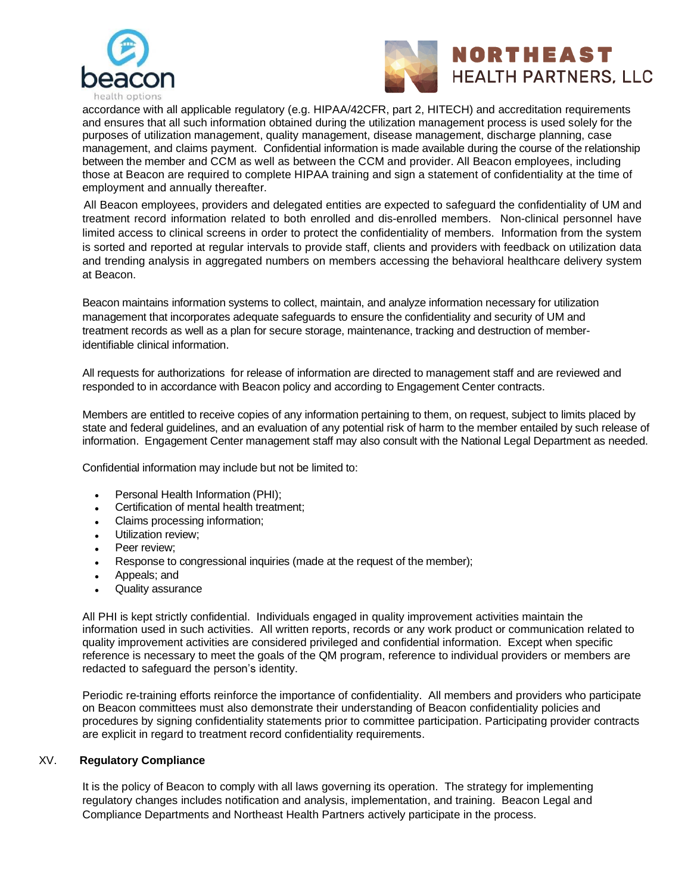accordance with all applicable regulatory (e.g. HIPAA/42CFR, part 2, HITECH) and accreditation requirements and ensures that all such information obtained during the utilization management process is used solely for the purposes of utilization management, quality management, disease management, discharge planning, case management, and claims payment. Confidential information is made available during the course of the relationship between the member and CCM as well as between the CCM and provider. All Beacon employees, including those at Beacon are required to complete HIPAA training and sign a statement of confidentiality at the time of employment and annually thereafter.

All Beacon employees, providers and delegated entities are expected to safeguard the confidentiality of UM and treatment record information related to both enrolled and dis-enrolled members. Non-clinical personnel have limited access to clinical screens in order to protect the confidentiality of members. Information from the system is sorted and reported at regular intervals to provide staff, clients and providers with feedback on utilization data and trending analysis in aggregated numbers on members accessing the behavioral healthcare delivery system at Beacon.

Beacon maintains information systems to collect, maintain, and analyze information necessary for utilization management that incorporates adequate safeguards to ensure the confidentiality and security of UM and treatment records as well as a plan for secure storage, maintenance, tracking and destruction of member-identifiable clinical information.

All requests for authorizations for release of information are directed to management staff and are reviewed and responded to in accordance with Beacon policy and according to Engagement Center contracts.

Members are entitled to receive copies of any information pertaining to them, on request, subject to limits placed by state and federal guidelines, and an evaluation of any potential risk of harm to the member entailed by such release of information. Engagement Center management staff may also consult with the National Legal Department as needed.

Confidential information may include but not be limited to:

- Personal Health Information (PHI);
- Certification of mental health treatment;
- Claims processing information;
- Utilization review;
- Peer review;
- Response to congressional inquiries (made at the request of the member);
- Appeals; and
- Quality assurance

All PHI is kept strictly confidential. Individuals engaged in quality improvement activities maintain the information used in such activities. All written reports, records or any work product or communication related to quality improvement activities are considered privileged and confidential information. Except when specific reference is necessary to meet the goals of the QM program, reference to individual providers or members are redacted to safeguard the person's identity.

Periodic re-training efforts reinforce the importance of confidentiality. All members and providers who participate on Beacon committees must also demonstrate their understanding of Beacon confidentiality policies and procedures by signing confidentiality statements prior to committee participation. Participating provider contracts are explicit in regard to treatment record confidentiality requirements.

## XV. Regulatory Compliance

It is the policy of Beacon to comply with all laws governing its operation. The strategy for implementing regulatory changes includes notification and analysis, implementation, and training. Beacon Legal and Compliance Departments and Northeast Health Partners actively participate in the process.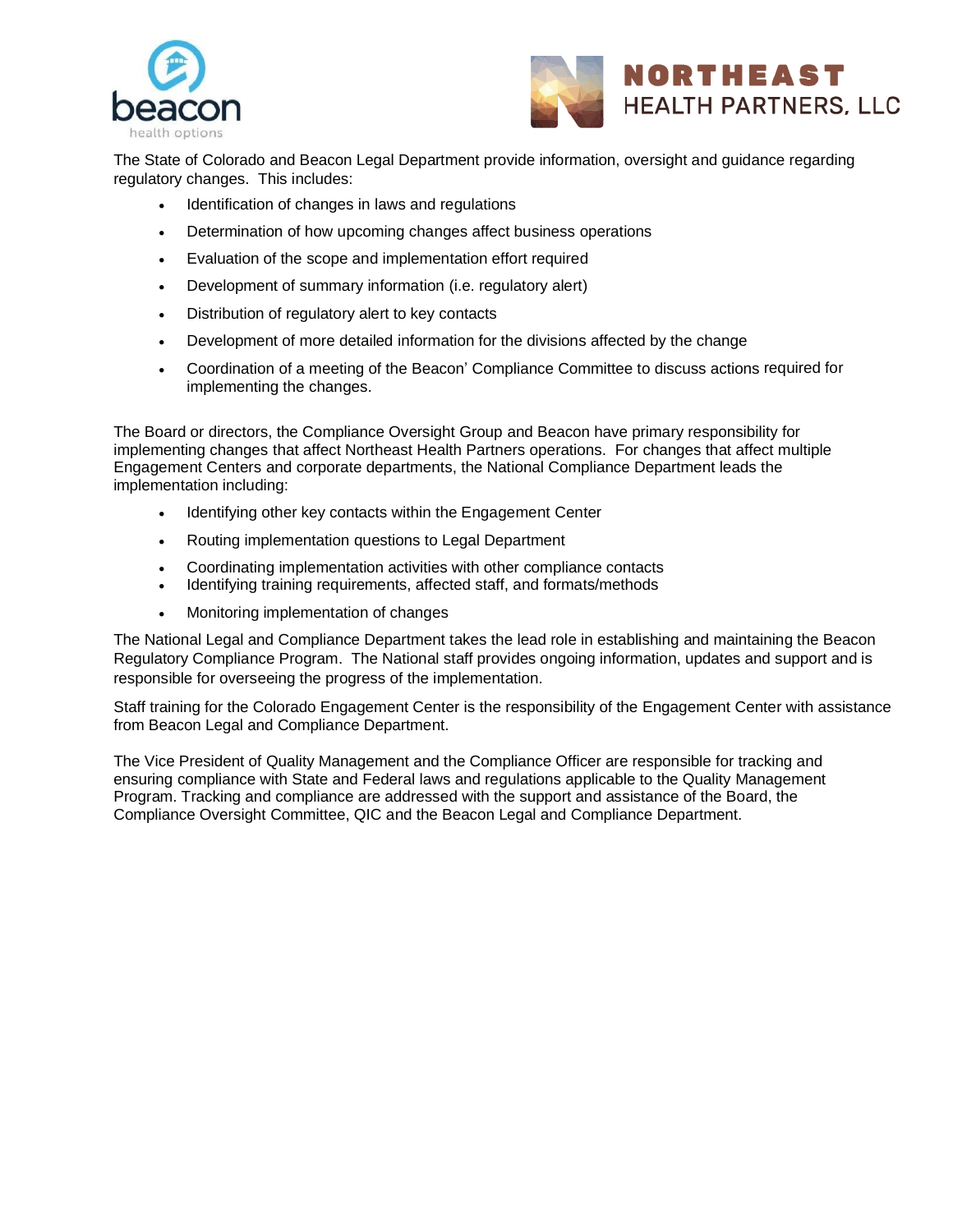The State of Colorado and Beacon Legal Department provide information, oversight and guidance regarding regulatory changes. This includes:

- Identification of changes in laws and regulations
- Determination of how upcoming changes affect business operations
- Evaluation of the scope and implementation effort required
- Development of summary information (i.e. regulatory alert)
- Distribution of regulatory alert to key contacts
- Development of more detailed information for the divisions affected by the change
- Coordination of a meeting of the Beacon' Compliance Committee to discuss actions required for implementing the changes.

The Board or directors, the Compliance Oversight Group and Beacon have primary responsibility for implementing changes that affect Northeast Health Partners operations. For changes that affect multiple Engagement Centers and corporate departments, the National Compliance Department leads the implementation including:

- Identifying other key contacts within the Engagement Center
- Routing implementation questions to Legal Department
- Coordinating implementation activities with other compliance contacts
- Identifying training requirements, affected staff, and formats/methods
- Monitoring implementation of changes

The National Legal and Compliance Department takes the lead role in establishing and maintaining the Beacon Regulatory Compliance Program. The National staff provides ongoing information, updates and support and is responsible for overseeing the progress of the implementation.

Staff training for the Colorado Engagement Center is the responsibility of the Engagement Center with assistance from Beacon Legal and Compliance Department.

The Vice President of Quality Management and the Compliance Officer are responsible for tracking and ensuring compliance with State and Federal laws and regulations applicable to the Quality Management Program. Tracking and compliance are addressed with the support and assistance of the Board, the Compliance Oversight Committee, QIC and the Beacon Legal and Compliance Department.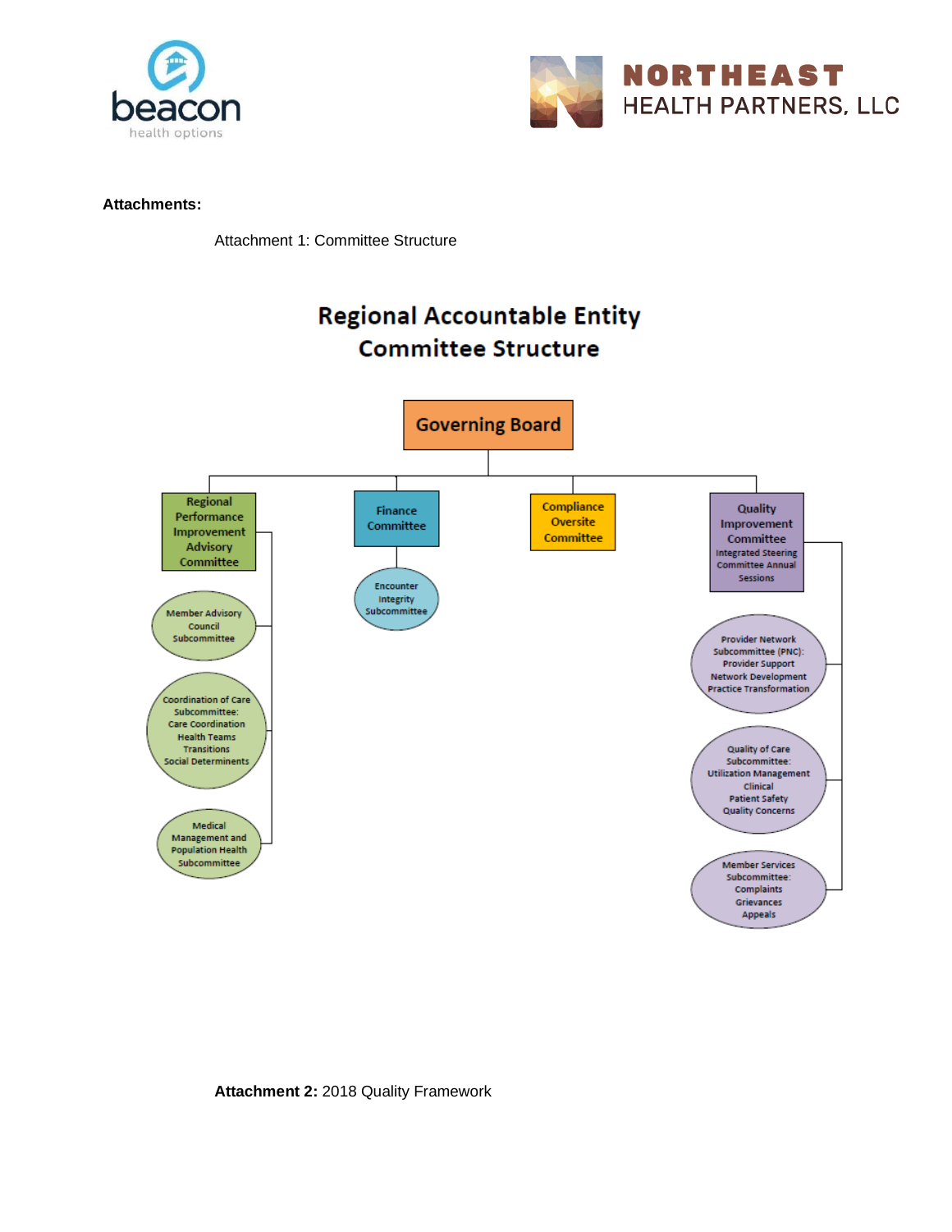**Attachments:**

Attachment 1: Committee Structure

## Regional Accountable Entity Committee Structure

- **Governing Board**
  - **Regional Performance Improvement Advisory Committee**
    - Member Advisory Council Subcommittee
    - Coordination of Care Subcommittee: Care Coordination, Health Teams, Transitions, Social Determinents
    - Medical Management and Population Health Subcommittee
  - **Finance Committee**
    - Encounter Integrity Subcommittee
  - **Compliance Oversite Committee**
  - **Quality Improvement Committee** (Integrated Steering Committee Annual Sessions)
    - Provider Network Subcommittee (PNC): Provider Support, Network Development, Practice Transformation
    - Quality of Care Subcommittee: Utilization Management, Clinical, Patient Safety, Quality Concerns
    - Member Services Subcommittee: Complaints, Grievances, Appeals

**Attachment 2:** 2018 Quality Framework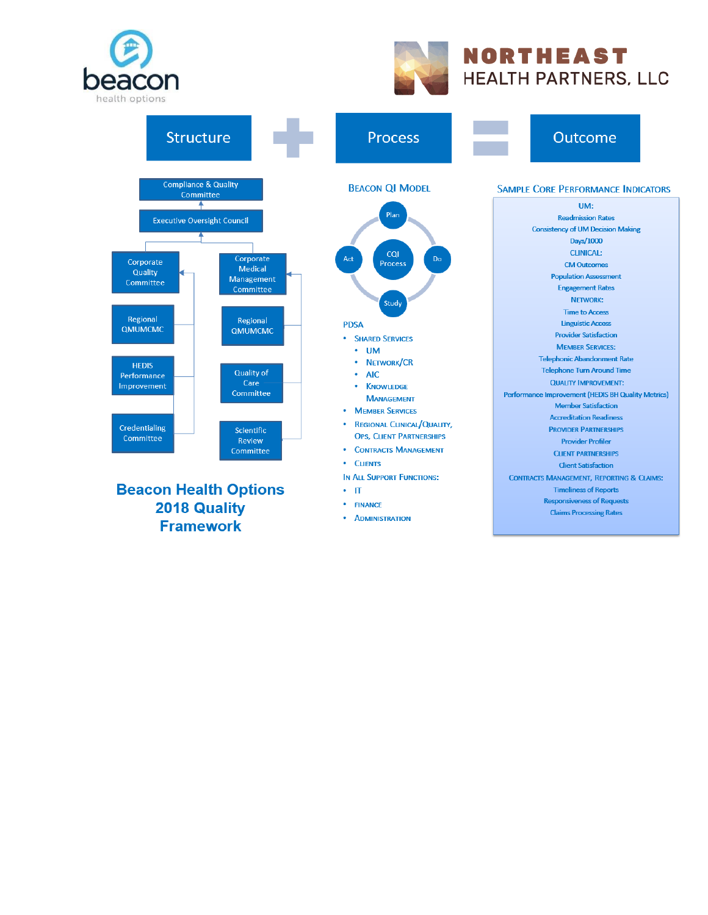beacon health options

NORTHEAST HEALTH PARTNERS, LLC

Structure + Process = Outcome

Compliance & Quality Committee

Executive Oversight Council

Corporate Quality Committee

Corporate Medical Management Committee

Regional QMUMCMC

Regional QMUMCMC

HEDIS Performance Improvement

Quality of Care Committee

Credentialing Committee

Scientific Review Committee

## Beacon Health Options 2018 Quality Framework

### Beacon QI Model

Plan

Do

Study

Act

CQI Process

PDSA

- Shared Services
  - UM
  - Network/CR
  - AIC
  - Knowledge Management
- Member Services
- Regional Clinical/Quality, Ops, Client Partnerships
- Contracts Management
- Clients

In All Support Functions:

- IT
- Finance
- Administration

### Sample Core Performance Indicators

UM:
Readmission Rates
Consistency of UM Decision Making
Days/1000

Clinical:
CM Outcomes
Population Assessment
Engagement Rates

Network:
Time to Access
Linguistic Access
Provider Satisfaction

Member Services:
Telephonic Abandonment Rate
Telephone Turn Around Time

Quality Improvement:
Performance Improvement (HEDIS BH Quality Metrics)
Member Satisfaction
Accreditation Readiness

Provider Partnerships
Provider Profiler

Client Partnerships
Client Satisfaction

Contracts Management, Reporting & Claims:
Timeliness of Reports
Responsiveness of Requests
Claims Processing Rates